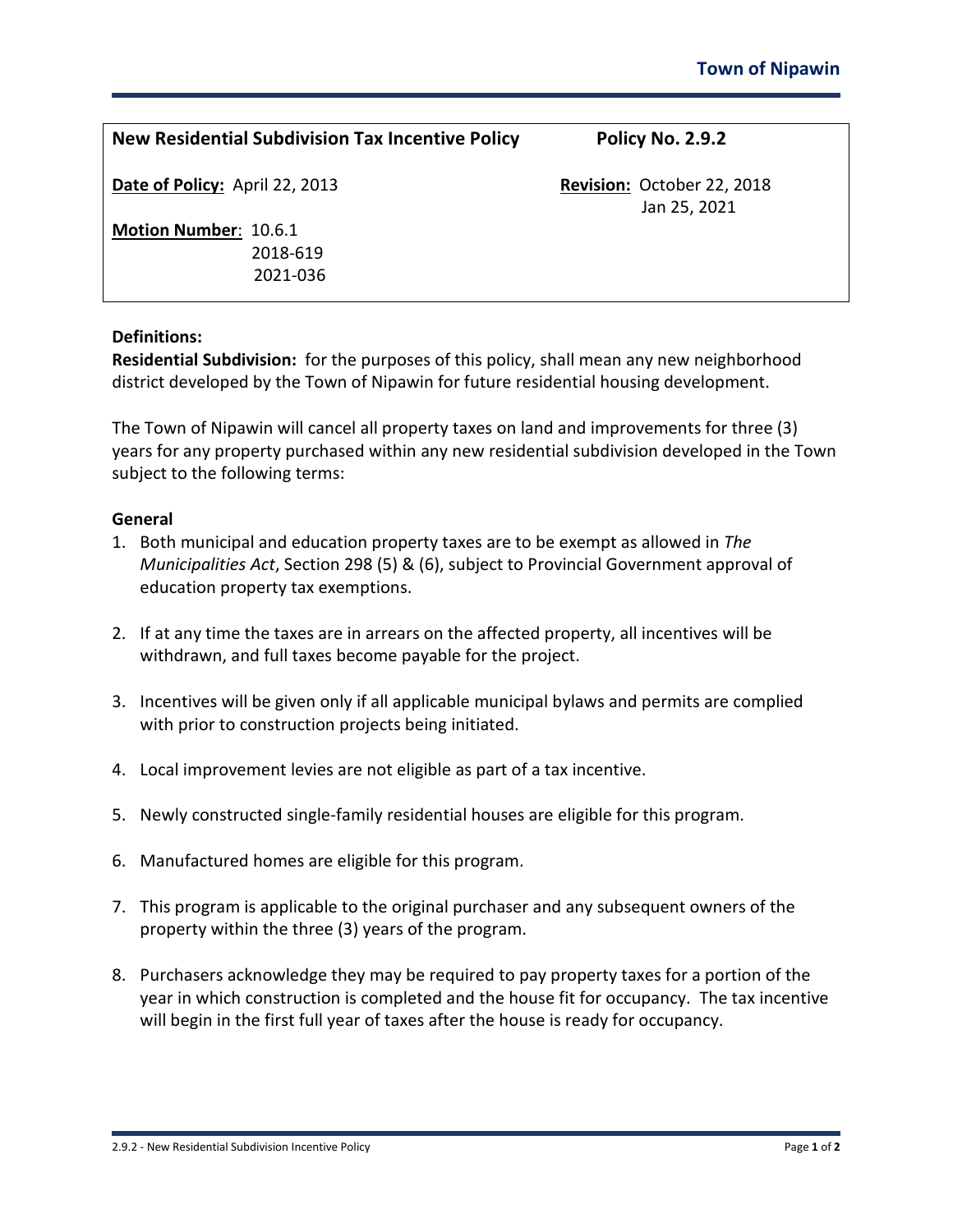**Town of Nipawin**

| **New Residential Subdivision Tax Incentive Policy** | **Policy No. 2.9.2** |
|---|---|
| **Date of Policy:** April 22, 2013 | **Revision:** October 22, 2018<br>Jan 25, 2021 |
| **Motion Number**: 10.6.1<br>2018-619<br>2021-036 | |

**Definitions:**

**Residential Subdivision:** for the purposes of this policy, shall mean any new neighborhood district developed by the Town of Nipawin for future residential housing development.

The Town of Nipawin will cancel all property taxes on land and improvements for three (3) years for any property purchased within any new residential subdivision developed in the Town subject to the following terms:

**General**

1. Both municipal and education property taxes are to be exempt as allowed in *The Municipalities Act*, Section 298 (5) & (6), subject to Provincial Government approval of education property tax exemptions.
2. If at any time the taxes are in arrears on the affected property, all incentives will be withdrawn, and full taxes become payable for the project.
3. Incentives will be given only if all applicable municipal bylaws and permits are complied with prior to construction projects being initiated.
4. Local improvement levies are not eligible as part of a tax incentive.
5. Newly constructed single-family residential houses are eligible for this program.
6. Manufactured homes are eligible for this program.
7. This program is applicable to the original purchaser and any subsequent owners of the property within the three (3) years of the program.
8. Purchasers acknowledge they may be required to pay property taxes for a portion of the year in which construction is completed and the house fit for occupancy. The tax incentive will begin in the first full year of taxes after the house is ready for occupancy.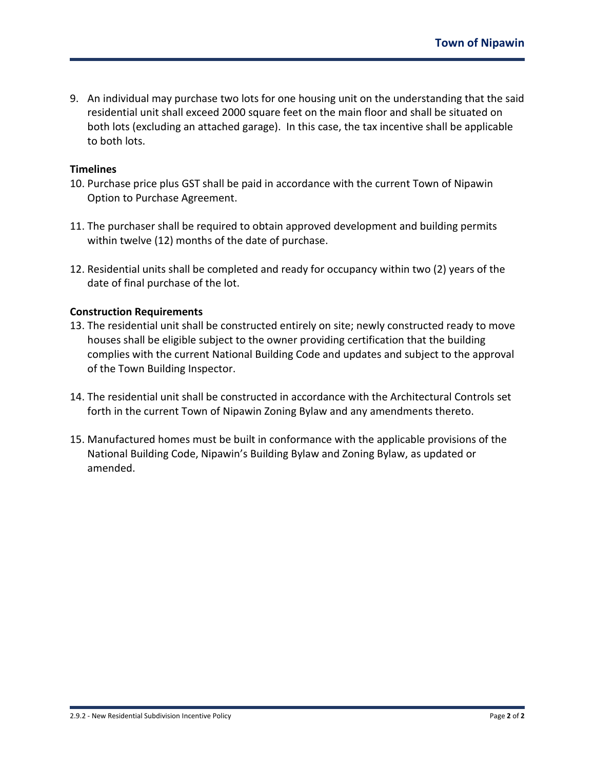9. An individual may purchase two lots for one housing unit on the understanding that the said residential unit shall exceed 2000 square feet on the main floor and shall be situated on both lots (excluding an attached garage). In this case, the tax incentive shall be applicable to both lots.

**Timelines**

10. Purchase price plus GST shall be paid in accordance with the current Town of Nipawin Option to Purchase Agreement.

11. The purchaser shall be required to obtain approved development and building permits within twelve (12) months of the date of purchase.

12. Residential units shall be completed and ready for occupancy within two (2) years of the date of final purchase of the lot.

**Construction Requirements**

13. The residential unit shall be constructed entirely on site; newly constructed ready to move houses shall be eligible subject to the owner providing certification that the building complies with the current National Building Code and updates and subject to the approval of the Town Building Inspector.

14. The residential unit shall be constructed in accordance with the Architectural Controls set forth in the current Town of Nipawin Zoning Bylaw and any amendments thereto.

15. Manufactured homes must be built in conformance with the applicable provisions of the National Building Code, Nipawin's Building Bylaw and Zoning Bylaw, as updated or amended.